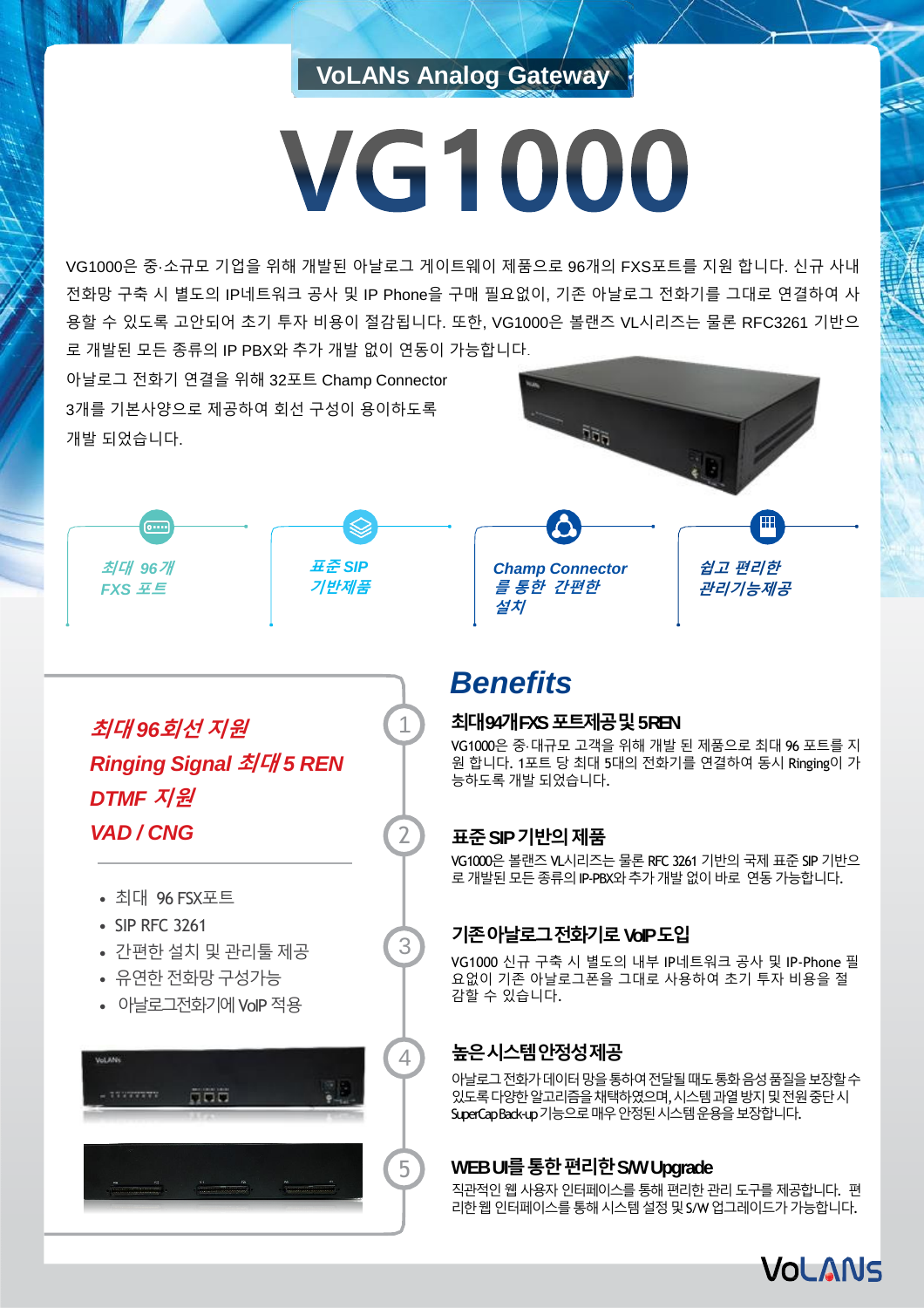VoLANs Analog Gateway

# VG1000

VG1000은 중·소규모 기업을 위해 개발된 아날로그 게이트웨이 제품으로 96개의 FXS포트를 지원 합니다. 신규 사내 전화망 구축 시 별도의 IP네트워크 공사 및 IP Phone을 구매 필요없이, 기존 아날로그 전화기를 그대로 연결하여 사용할 수 있도록 고안되어 초기 투자 비용이 절감됩니다. 또한, VG1000은 볼랜즈 VL시리즈는 물론 RFC3261 기반으로 개발된 모든 종류의 IP PBX와 추가 개발 없이 연동이 가능합니다.

아날로그 전화기 연결을 위해 32포트 Champ Connector 3개를 기본사양으로 제공하여 회선 구성이 용이하도록 개발 되었습니다.

*최대 96개 FXS 포트*

*표준 SIP 기반제품*

*Champ Connector 를 통한 간편한 설치*

*쉽고 편리한 관리기능제공*

***최대 96회선 지원***

***Ringing Signal 최대 5 REN***

***DTMF 지원***

***VAD / CNG***

- 최대 96 FSX포트
- SIP RFC 3261
- 간편한 설치 및 관리툴 제공
- 유연한 전화망 구성가능
- 아날로그전화기에 VoIP 적용

## Benefits

### 1. 최대 94개 FXS 포트제공 및 5REN

VG1000은 중·대규모 고객을 위해 개발 된 제품으로 최대 96 포트를 지원 합니다. 1포트 당 최대 5대의 전화기를 연결하여 동시 Ringing이 가능하도록 개발 되었습니다.

### 2. 표준 SIP 기반의 제품

VG1000은 볼랜즈 VL시리즈는 물론 RFC 3261 기반의 국제 표준 SIP 기반으로 개발된 모든 종류의 IP-PBX와 추가 개발 없이 바로 연동 가능합니다.

### 3. 기존 아날로그 전화기로 VoIP 도입

VG1000 신규 구축 시 별도의 내부 IP네트워크 공사 및 IP-Phone 필요없이 기존 아날로그폰을 그대로 사용하여 초기 투자 비용을 절감할 수 있습니다.

### 4. 높은 시스템 안정성 제공

아날로그 전화가 데이터 망을 통하여 전달될 때도 통화 음성 품질을 보장할 수 있도록 다양한 알고리즘을 채택하였으며, 시스템 과열 방지 및 전원 중단 시 SuperCap Back-up 기능으로 매우 안정된 시스템 운용을 보장합니다.

### 5. WEB UI를 통한 편리한 S/W Upgrade

직관적인 웹 사용자 인터페이스를 통해 편리한 관리 도구를 제공합니다. 편리한 웹 인터페이스를 통해 시스템 설정 및 S/W 업그레이드가 가능합니다.

VoLANs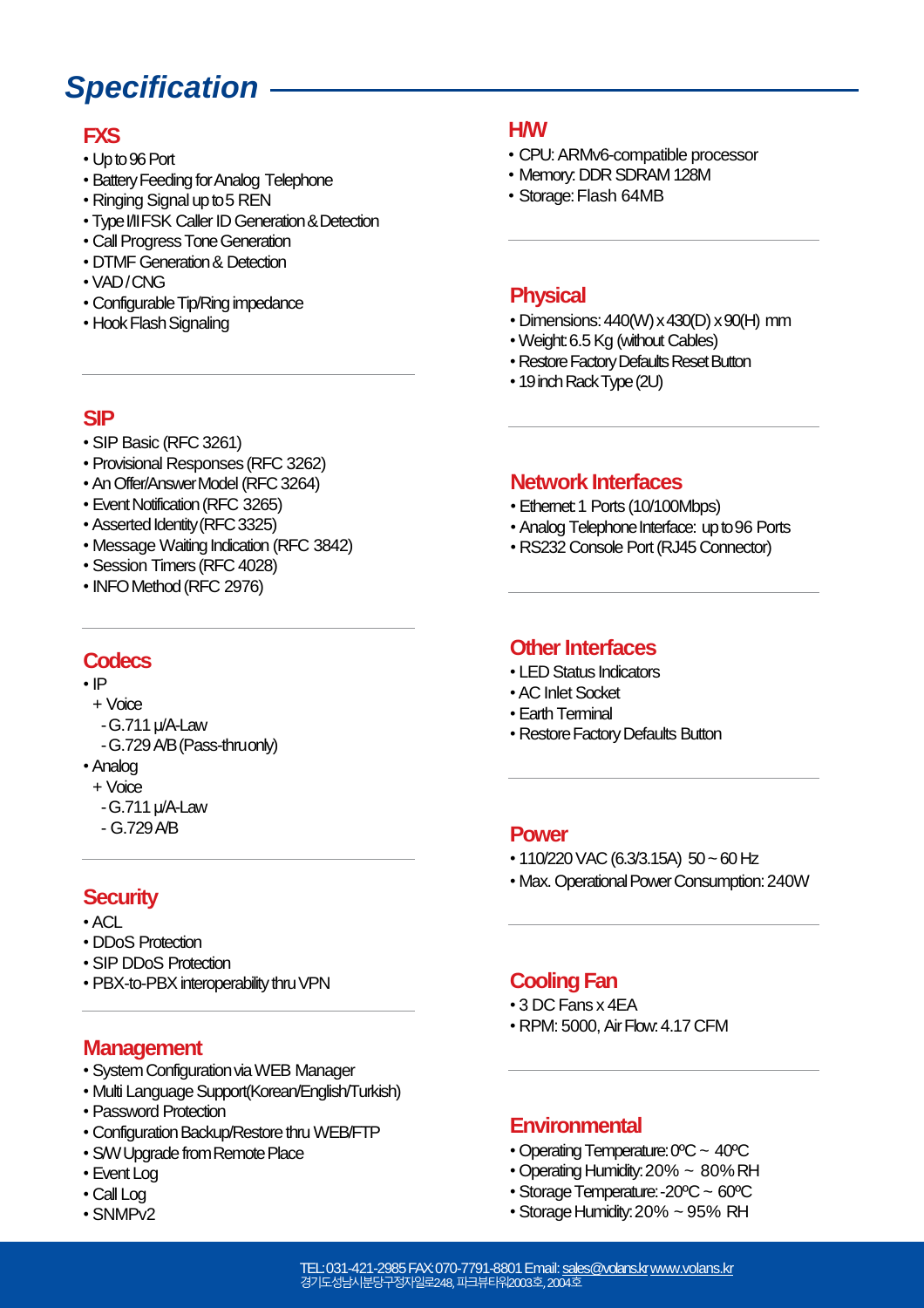# Specification

## FXS

- Up to 96 Port
- Battery Feeding for Analog Telephone
- Ringing Signal up to 5 REN
- Type I/II FSK Caller ID Generation & Detection
- Call Progress Tone Generation
- DTMF Generation & Detection
- VAD / CNG
- Configurable Tip/Ring impedance
- Hook Flash Signaling

## SIP

- SIP Basic (RFC 3261)
- Provisional Responses (RFC 3262)
- An Offer/Answer Model (RFC 3264)
- Event Notification (RFC 3265)
- Asserted Identity (RFC 3325)
- Message Waiting Indication (RFC 3842)
- Session Timers (RFC 4028)
- INFO Method (RFC 2976)

## Codecs

- IP
  + Voice
    - G.711 μ/A-Law
    - G.729 A/B (Pass-thru only)
- Analog
  + Voice
    - G.711 μ/A-Law
    - G.729 A/B

## Security

- ACL
- DDoS Protection
- SIP DDoS Protection
- PBX-to-PBX interoperability thru VPN

## Management

- System Configuration via WEB Manager
- Multi Language Support(Korean/English/Turkish)
- Password Protection
- Configuration Backup/Restore thru WEB/FTP
- S/W Upgrade from Remote Place
- Event Log
- Call Log
- SNMPv2

## H/W

- CPU: ARMv6-compatible processor
- Memory: DDR SDRAM 128M
- Storage: Flash 64MB

## Physical

- Dimensions: 440(W) x 430(D) x 90(H) mm
- Weight: 6.5 Kg (without Cables)
- Restore Factory Defaults Reset Button
- 19 inch Rack Type (2U)

## Network Interfaces

- Ethernet: 1 Ports (10/100Mbps)
- Analog Telephone Interface: up to 96 Ports
- RS232 Console Port (RJ45 Connector)

## Other Interfaces

- LED Status Indicators
- AC Inlet Socket
- Earth Terminal
- Restore Factory Defaults Button

## Power

- 110/220 VAC (6.3/3.15A) 50 ~ 60 Hz
- Max. Operational Power Consumption: 240W

## Cooling Fan

- 3 DC Fans x 4EA
- RPM: 5000, Air Flow: 4.17 CFM

## Environmental

- Operating Temperature: 0ºC ~ 40ºC
- Operating Humidity: 20% ~ 80% RH
- Storage Temperature: -20ºC ~ 60ºC
- Storage Humidity: 20% ~ 95% RH

TEL: 031-421-2985 FAX: 070-7791-8801 Email: sales@volans.kr www.volans.kr
경기도성남시분당구정자일로248, 파크뷰타워2003호, 2004호